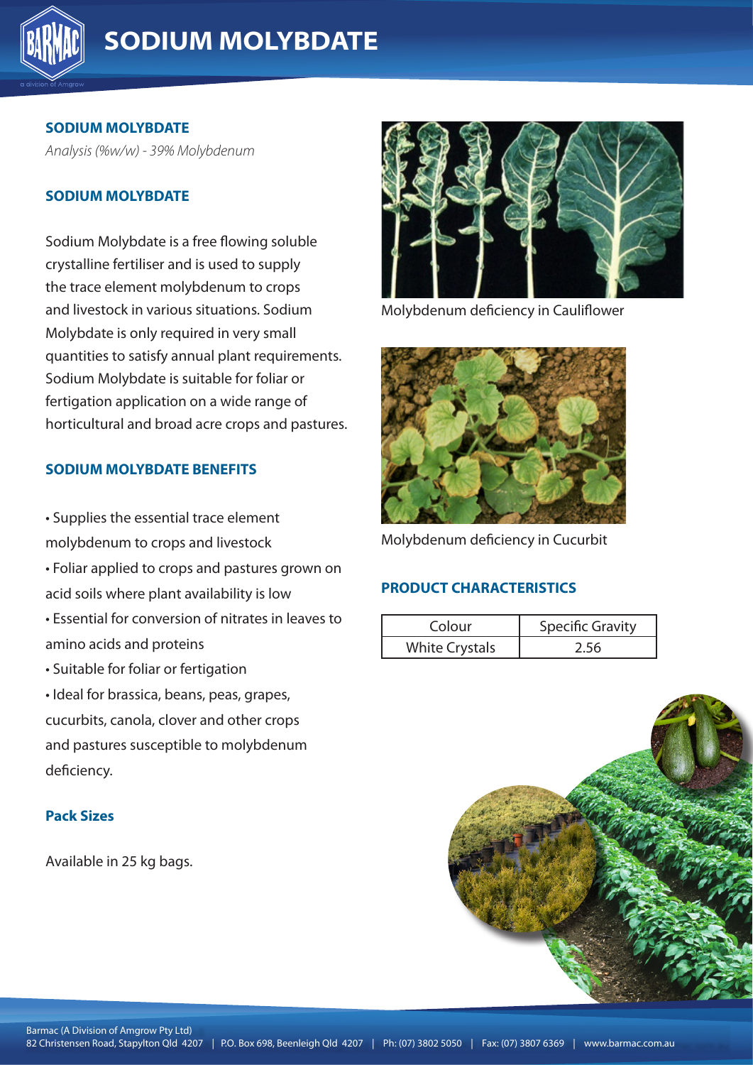# SODIUM MOLYBDATE

## SODIUM MOLYBDATE

*Analysis (%w/w) - 39% Molybdenum*

## SODIUM MOLYBDATE

Sodium Molybdate is a free flowing soluble crystalline fertiliser and is used to supply the trace element molybdenum to crops and livestock in various situations. Sodium Molybdate is only required in very small quantities to satisfy annual plant requirements. Sodium Molybdate is suitable for foliar or fertigation application on a wide range of horticultural and broad acre crops and pastures.

## SODIUM MOLYBDATE BENEFITS

- Supplies the essential trace element molybdenum to crops and livestock
- Foliar applied to crops and pastures grown on acid soils where plant availability is low
- Essential for conversion of nitrates in leaves to amino acids and proteins
- Suitable for foliar or fertigation
- Ideal for brassica, beans, peas, grapes, cucurbits, canola, clover and other crops and pastures susceptible to molybdenum deficiency.

## Pack Sizes

Available in 25 kg bags.

Molybdenum deficiency in Cauliflower

Molybdenum deficiency in Cucurbit

## PRODUCT CHARACTERISTICS

| Colour | Specific Gravity |
|---|---|
| White Crystals | 2.56 |

Barmac (A Division of Amgrow Pty Ltd)
82 Christensen Road, Stapylton Qld 4207 | P.O. Box 698, Beenleigh Qld 4207 | Ph: (07) 3802 5050 | Fax: (07) 3807 6369 | www.barmac.com.au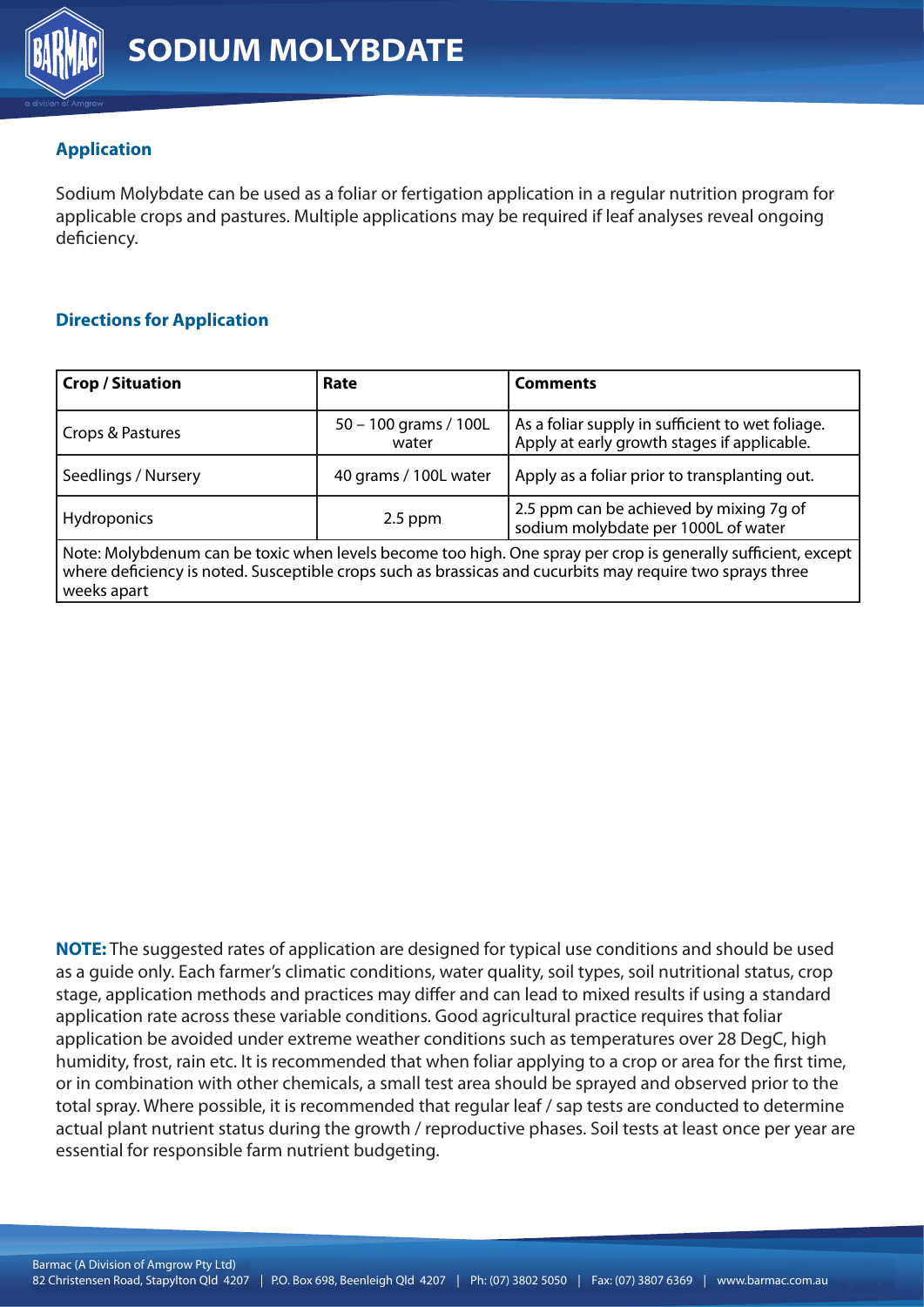# SODIUM MOLYBDATE

### Application

Sodium Molybdate can be used as a foliar or fertigation application in a regular nutrition program for applicable crops and pastures. Multiple applications may be required if leaf analyses reveal ongoing deficiency.

### Directions for Application

| Crop / Situation | Rate | Comments |
|---|---|---|
| Crops & Pastures | 50 – 100 grams / 100L water | As a foliar supply in sufficient to wet foliage. Apply at early growth stages if applicable. |
| Seedlings / Nursery | 40 grams / 100L water | Apply as a foliar prior to transplanting out. |
| Hydroponics | 2.5 ppm | 2.5 ppm can be achieved by mixing 7g of sodium molybdate per 1000L of water |
| Note: Molybdenum can be toxic when levels become too high. One spray per crop is generally sufficient, except where deficiency is noted. Susceptible crops such as brassicas and cucurbits may require two sprays three weeks apart | | |

**NOTE:** The suggested rates of application are designed for typical use conditions and should be used as a guide only. Each farmer's climatic conditions, water quality, soil types, soil nutritional status, crop stage, application methods and practices may differ and can lead to mixed results if using a standard application rate across these variable conditions. Good agricultural practice requires that foliar application be avoided under extreme weather conditions such as temperatures over 28 DegC, high humidity, frost, rain etc. It is recommended that when foliar applying to a crop or area for the first time, or in combination with other chemicals, a small test area should be sprayed and observed prior to the total spray. Where possible, it is recommended that regular leaf / sap tests are conducted to determine actual plant nutrient status during the growth / reproductive phases. Soil tests at least once per year are essential for responsible farm nutrient budgeting.

Barmac (A Division of Amgrow Pty Ltd)
82 Christensen Road, Stapylton Qld 4207 | P.O. Box 698, Beenleigh Qld 4207 | Ph: (07) 3802 5050 | Fax: (07) 3807 6369 | www.barmac.com.au